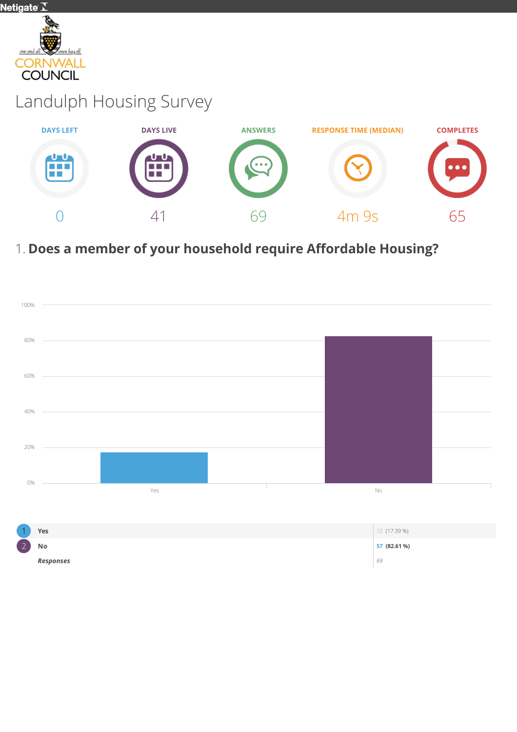Cornwall Council

# Landulph Housing Survey

| DAYS LEFT | DAYS LIVE | ANSWERS | RESPONSE TIME (MEDIAN) | COMPLETES |
|---|---|---|---|---|
| 0 | 41 | 69 | 4m 9s | 65 |

## 1. Does a member of your household require Affordable Housing?

| | | |
|---|---|---|
| 1 | Yes | 12 (17.39 %) |
| 2 | No | 57 (82.61 %) |
| | *Responses* | 69 |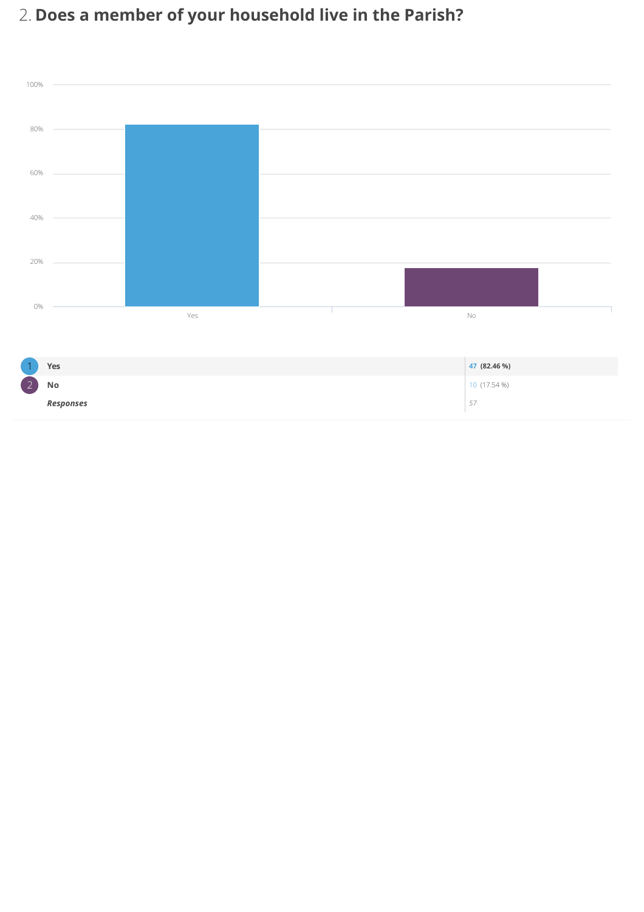## 2. **Does a member of your household live in the Parish?**

| | | |
|---|---|---|
| 1 | **Yes** | **47 (82.46 %)** |
| 2 | **No** | 10 (17.54 %) |
| | ***Responses*** | 57 |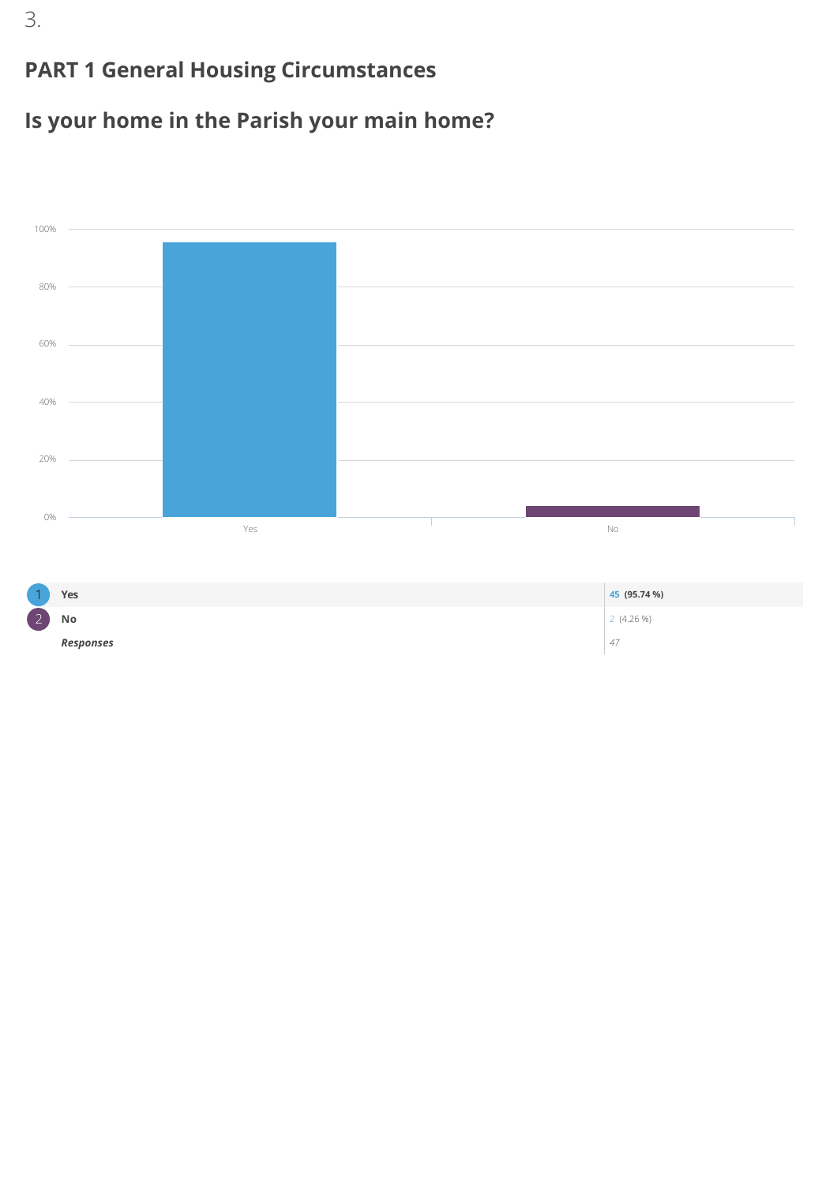3.

## PART 1 General Housing Circumstances

## Is your home in the Parish your main home?

| | | |
|---|---|---|
| 1 | Yes | 45 (95.74 %) |
| 2 | No | 2 (4.26 %) |
| | *Responses* | *47* |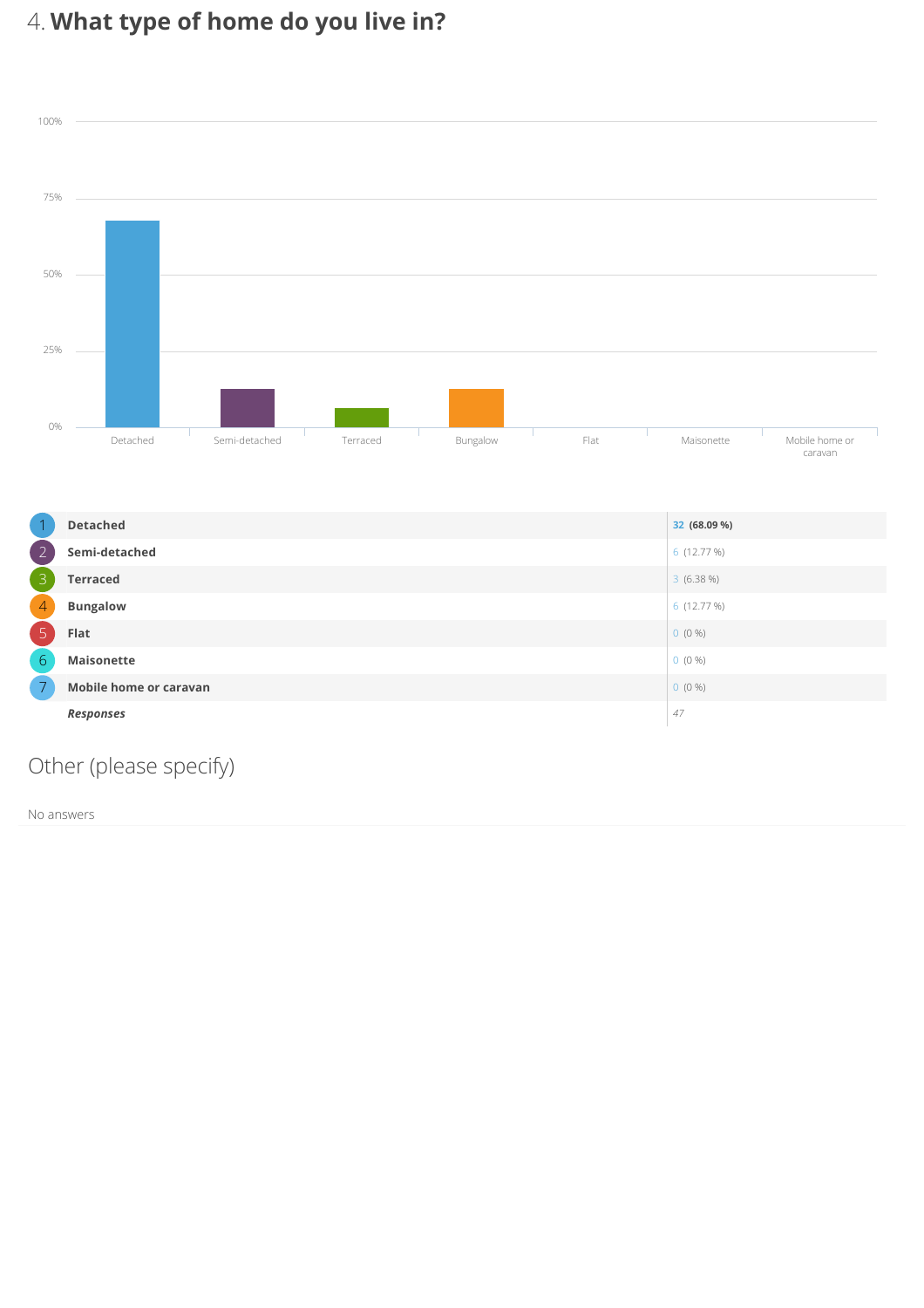# 4. What type of home do you live in?

| # | Option | Responses |
|---|---|---|
| 1 | **Detached** | **32 (68.09 %)** |
| 2 | **Semi-detached** | 6 (12.77 %) |
| 3 | **Terraced** | 3 (6.38 %) |
| 4 | **Bungalow** | 6 (12.77 %) |
| 5 | **Flat** | 0 (0 %) |
| 6 | **Maisonette** | 0 (0 %) |
| 7 | **Mobile home or caravan** | 0 (0 %) |
| | ***Responses*** | *47* |

## Other (please specify)

No answers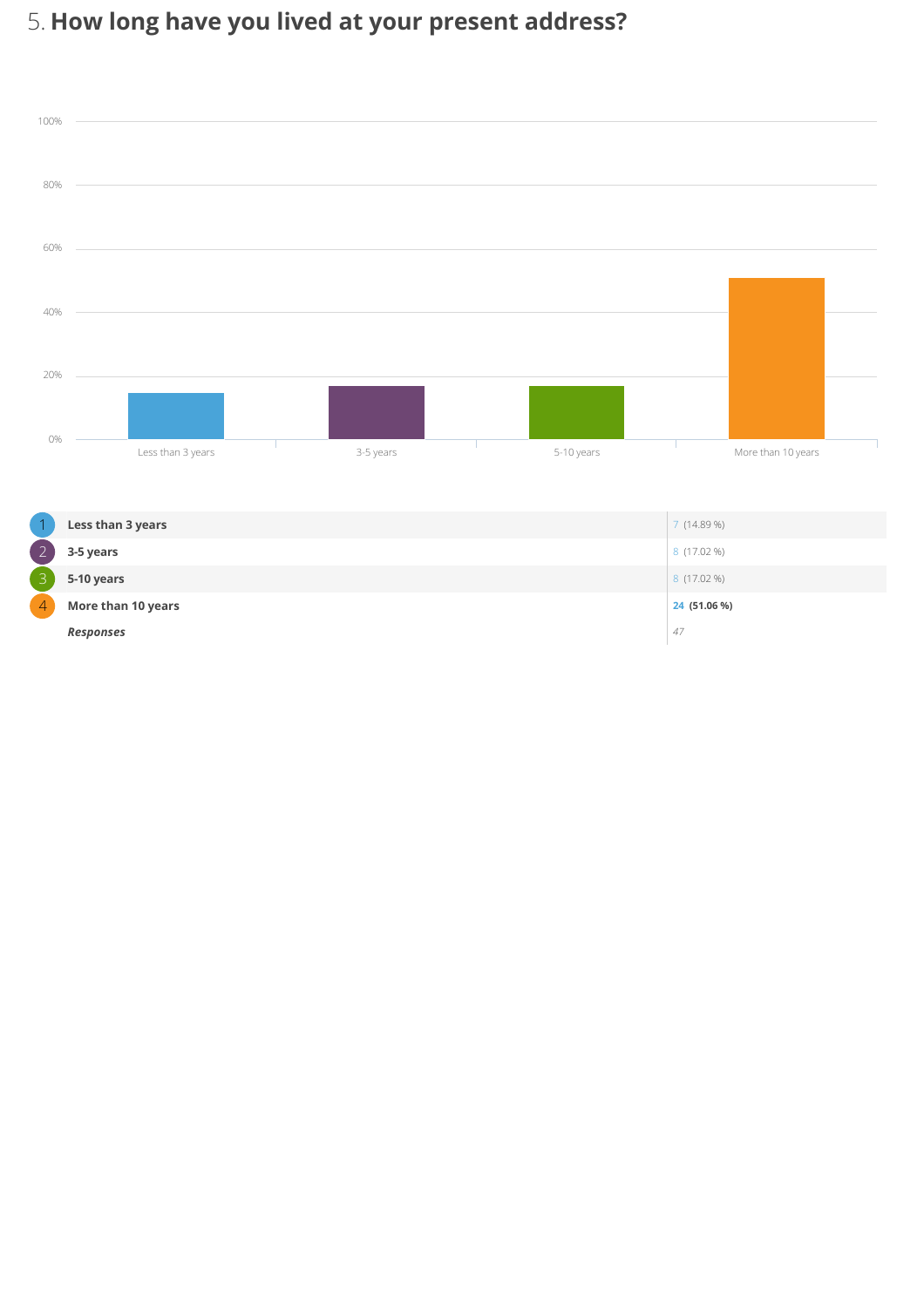## 5. **How long have you lived at your present address?**

| # | Answer | Count (%) |
|---|---|---|
| 1 | **Less than 3 years** | 7 (14.89 %) |
| 2 | **3-5 years** | 8 (17.02 %) |
| 3 | **5-10 years** | 8 (17.02 %) |
| 4 | **More than 10 years** | **24 (51.06 %)** |
| | ***Responses*** | *47* |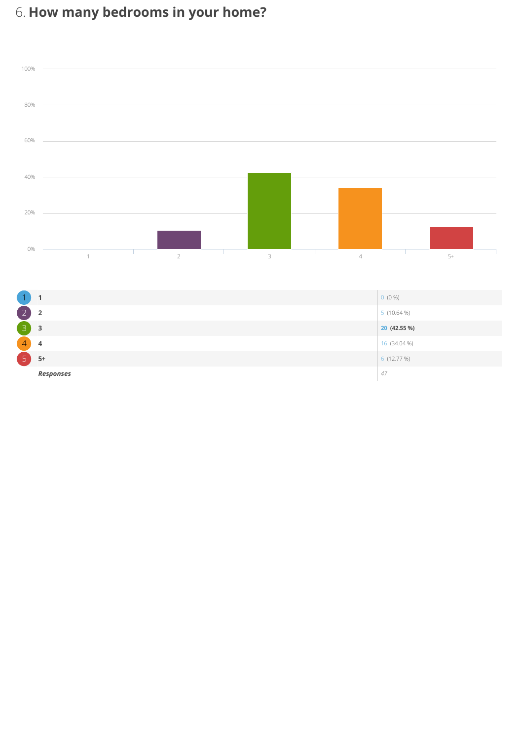## 6. **How many bedrooms in your home?**

| | | |
|---|---|---|
| 1 | **1** | 0 (0 %) |
| 2 | **2** | 5 (10.64 %) |
| 3 | **3** | **20 (42.55 %)** |
| 4 | **4** | 16 (34.04 %) |
| 5 | **5+** | 6 (12.77 %) |
| | ***Responses*** | *47* |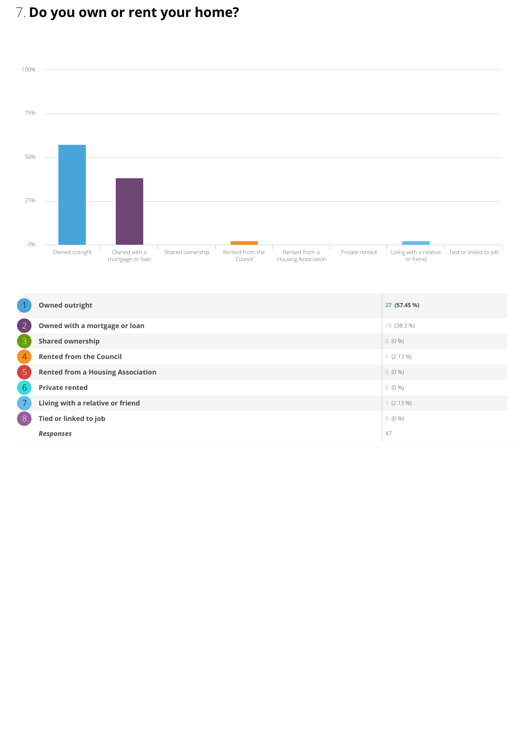## 7. Do you own or rent your home?

| # | Answer | Count (%) |
|---|---|---|
| 1 | **Owned outright** | 27 (57.45 %) |
| 2 | **Owned with a mortgage or loan** | 18 (38.3 %) |
| 3 | **Shared ownership** | 0 (0 %) |
| 4 | **Rented from the Council** | 1 (2.13 %) |
| 5 | **Rented from a Housing Association** | 0 (0 %) |
| 6 | **Private rented** | 0 (0 %) |
| 7 | **Living with a relative or friend** | 1 (2.13 %) |
| 8 | **Tied or linked to job** | 0 (0 %) |
| | ***Responses*** | *47* |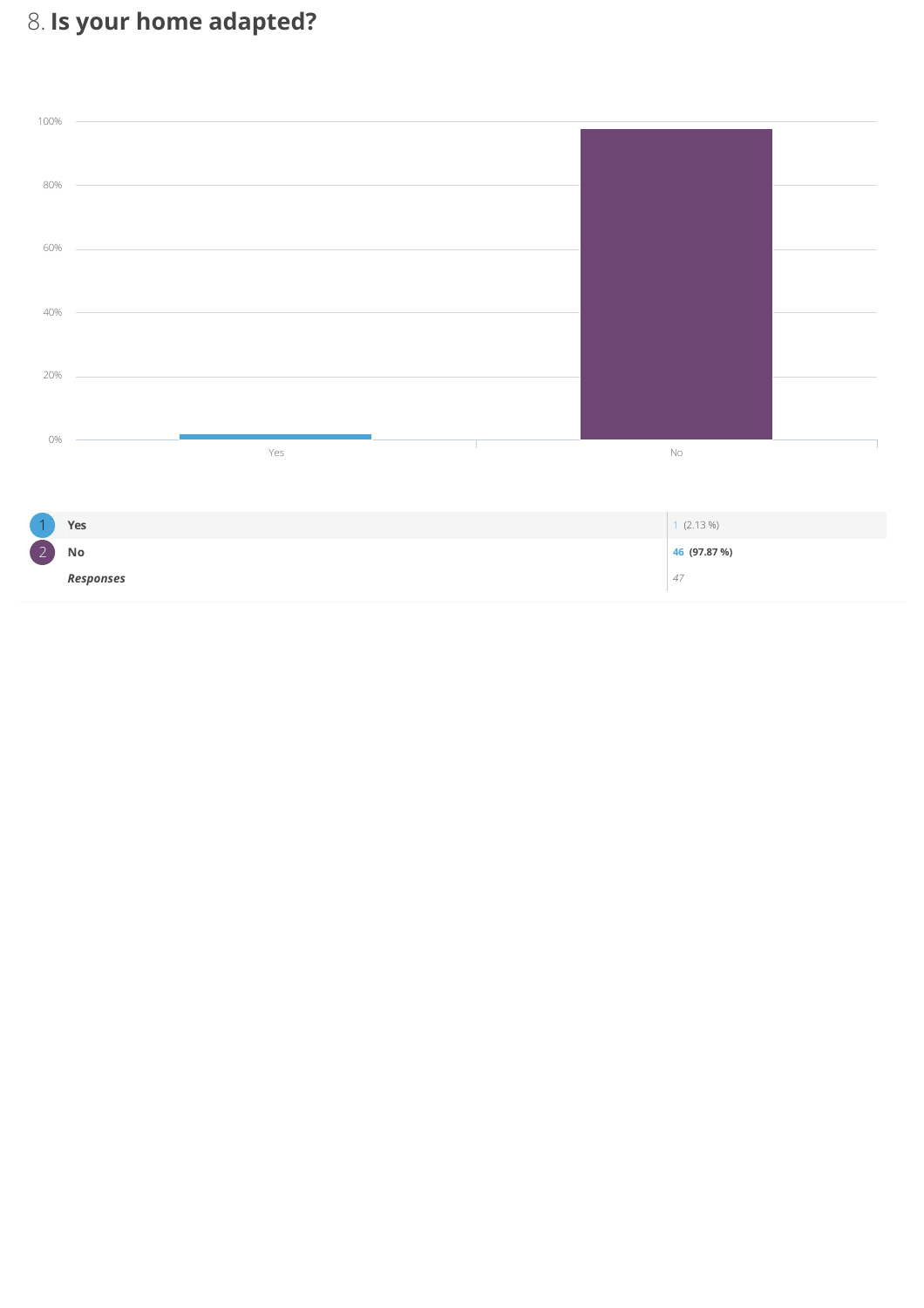## 8. Is your home adapted?

| | | |
|---|---|---|
| 1 | Yes | 1 (2.13 %) |
| 2 | No | 46 (97.87 %) |
| | *Responses* | 47 |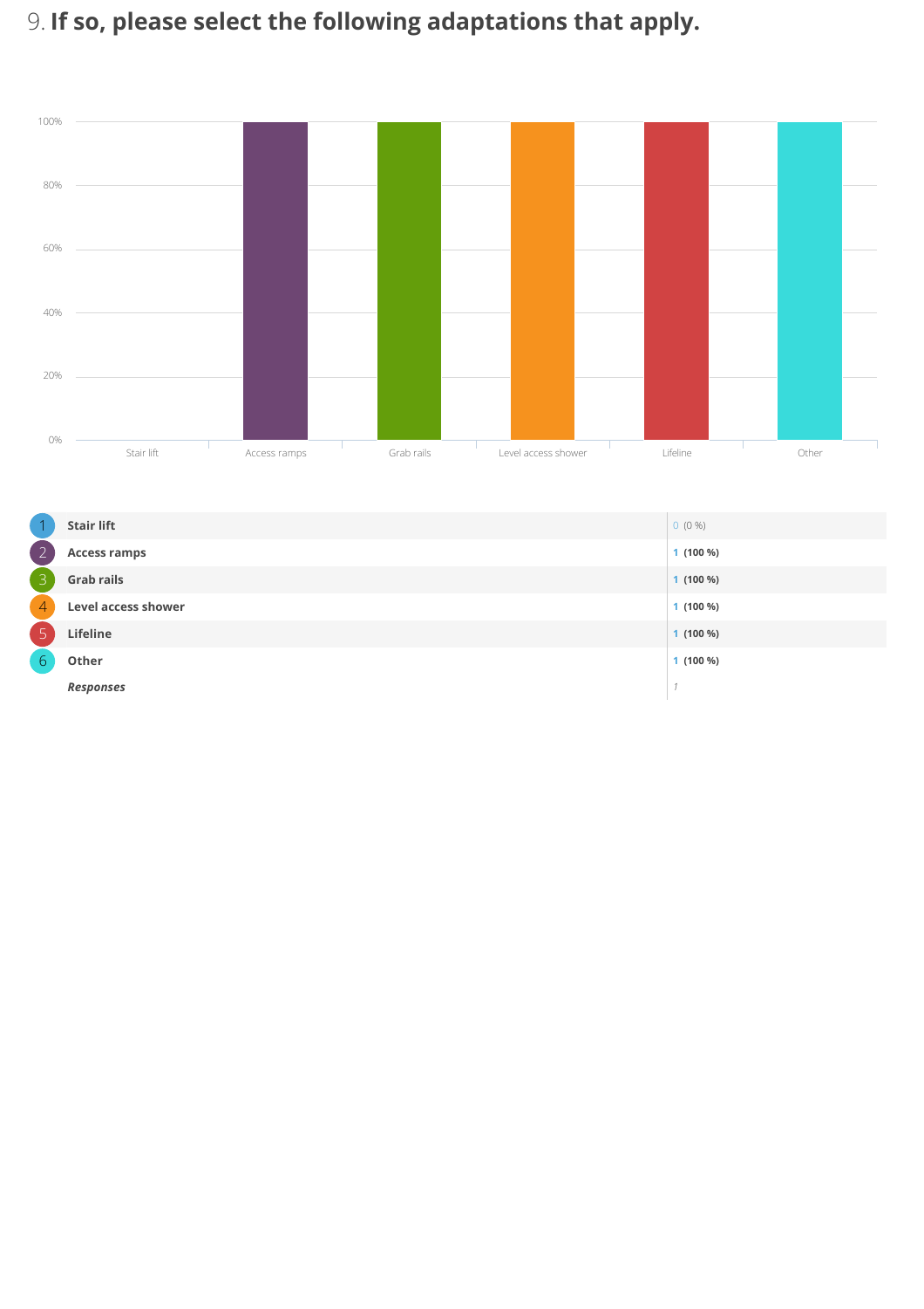## 9. If so, please select the following adaptations that apply.

| # | Option | Responses |
|---|---|---|
| 1 | Stair lift | 0 (0 %) |
| 2 | Access ramps | 1 (100 %) |
| 3 | Grab rails | 1 (100 %) |
| 4 | Level access shower | 1 (100 %) |
| 5 | Lifeline | 1 (100 %) |
| 6 | Other | 1 (100 %) |
| | *Responses* | 1 |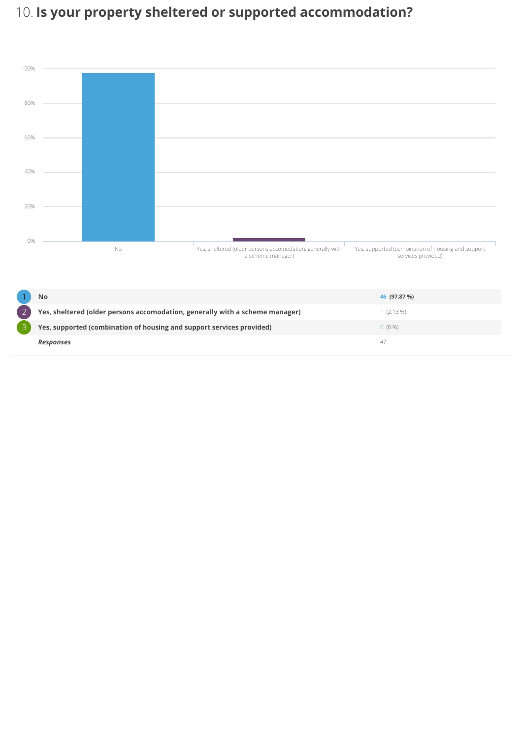## 10. **Is your property sheltered or supported accommodation?**

| # | Answer | Count (%) |
|---|---|---|
| 1 | **No** | **46 (97.87 %)** |
| 2 | **Yes, sheltered (older persons accomodation, generally with a scheme manager)** | 1 (2.13 %) |
| 3 | **Yes, supported (combination of housing and support services provided)** | 0 (0 %) |
| | ***Responses*** | *47* |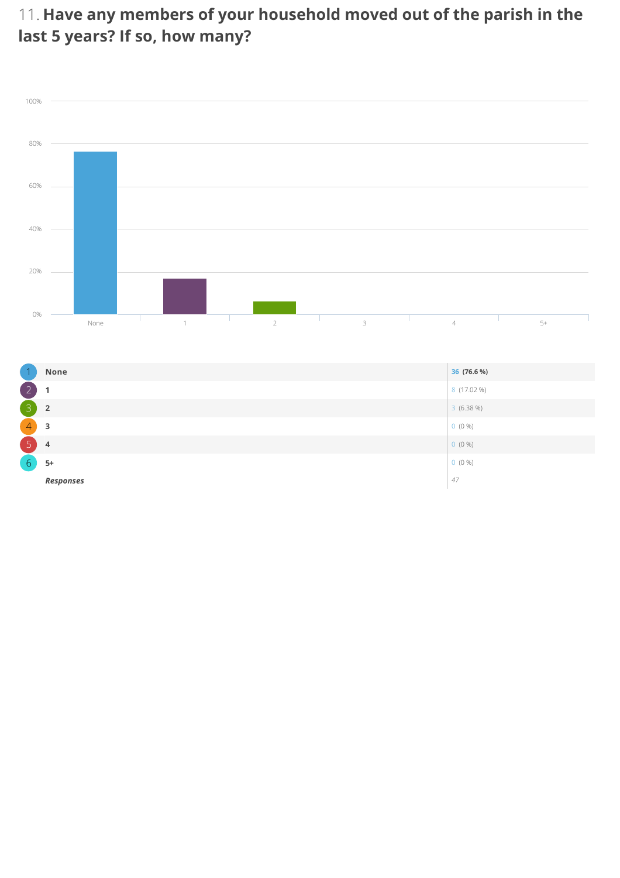## 11. Have any members of your household moved out of the parish in the last 5 years? If so, how many?

| # | Option | Count (%) |
|---|---|---|
| 1 | **None** | **36 (76.6 %)** |
| 2 | **1** | 8 (17.02 %) |
| 3 | **2** | 3 (6.38 %) |
| 4 | **3** | 0 (0 %) |
| 5 | **4** | 0 (0 %) |
| 6 | **5+** | 0 (0 %) |
| | ***Responses*** | *47* |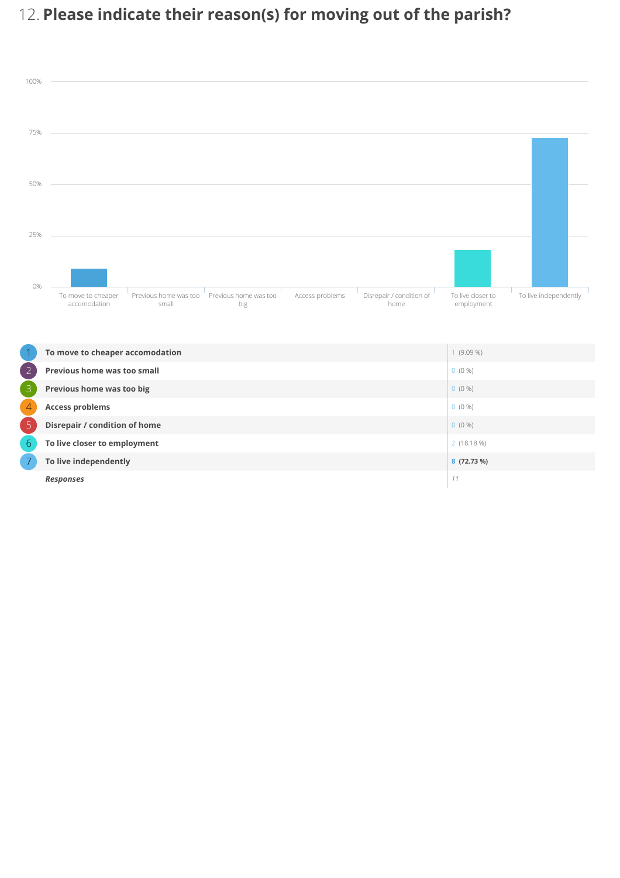## 12. **Please indicate their reason(s) for moving out of the parish?**

| # | Reason | Count (%) |
|---|---|---|
| 1 | **To move to cheaper accomodation** | 1 (9.09 %) |
| 2 | **Previous home was too small** | 0 (0 %) |
| 3 | **Previous home was too big** | 0 (0 %) |
| 4 | **Access problems** | 0 (0 %) |
| 5 | **Disrepair / condition of home** | 0 (0 %) |
| 6 | **To live closer to employment** | 2 (18.18 %) |
| 7 | **To live independently** | **8 (72.73 %)** |
| | ***Responses*** | *11* |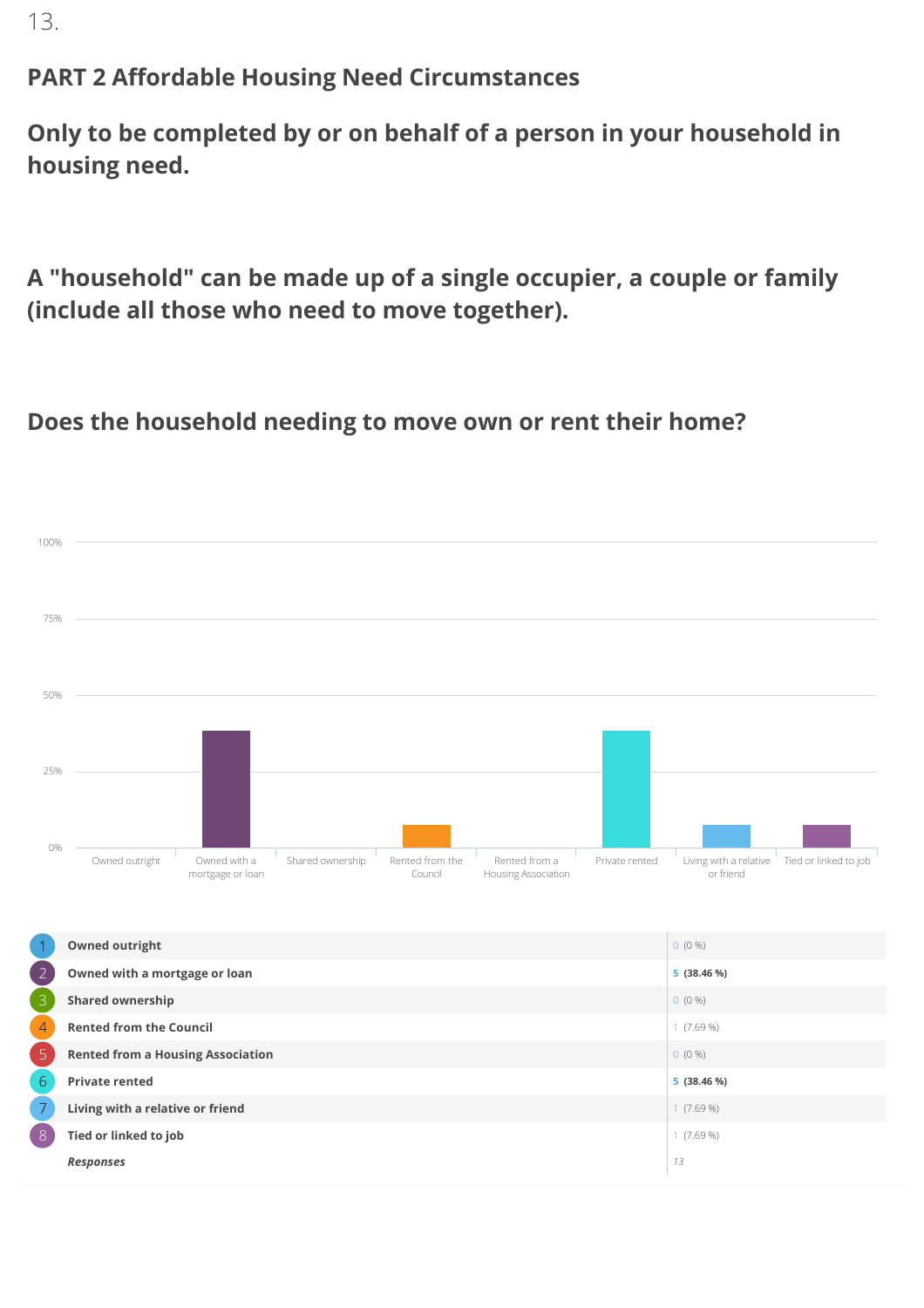13.

## PART 2 Affordable Housing Need Circumstances

## Only to be completed by or on behalf of a person in your household in housing need.

## A "household" can be made up of a single occupier, a couple or family (include all those who need to move together).

## Does the household needing to move own or rent their home?

| # | Option | Responses |
|---|---|---|
| 1 | Owned outright | 0 (0 %) |
| 2 | Owned with a mortgage or loan | **5 (38.46 %)** |
| 3 | Shared ownership | 0 (0 %) |
| 4 | Rented from the Council | 1 (7.69 %) |
| 5 | Rented from a Housing Association | 0 (0 %) |
| 6 | Private rented | **5 (38.46 %)** |
| 7 | Living with a relative or friend | 1 (7.69 %) |
| 8 | Tied or linked to job | 1 (7.69 %) |
| | *Responses* | *13* |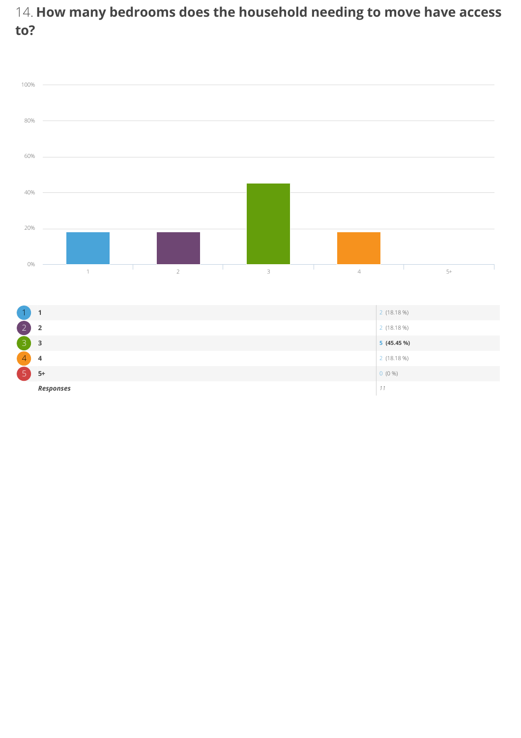## 14. How many bedrooms does the household needing to move have access to?

| | |
|---|---|
| 1 | 2 (18.18 %) |
| 2 | 2 (18.18 %) |
| 3 | **5 (45.45 %)** |
| 4 | 2 (18.18 %) |
| 5+ | 0 (0 %) |
| *Responses* | *11* |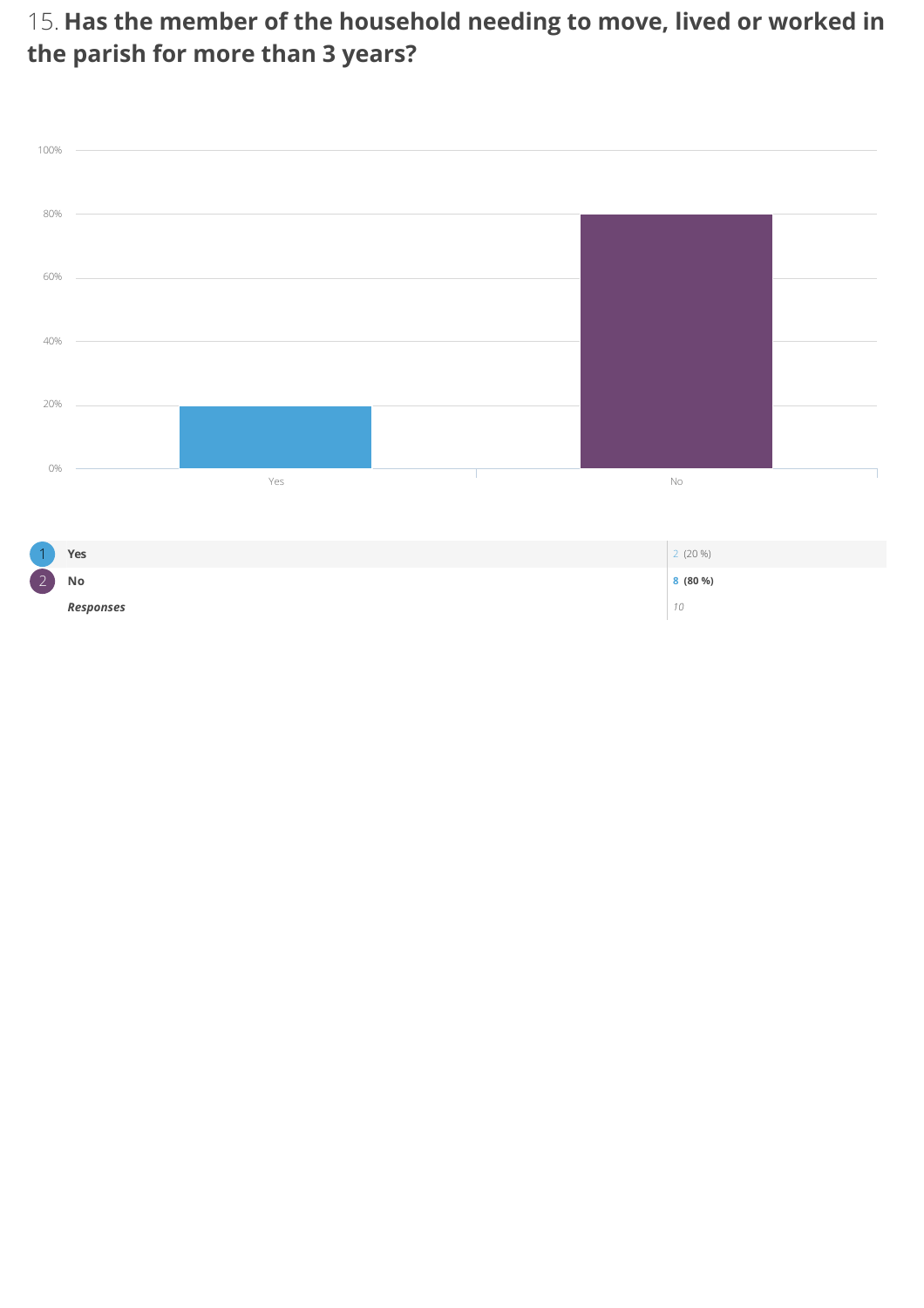## 15. Has the member of the household needing to move, lived or worked in the parish for more than 3 years?

| | Answer | Count (%) |
|---|---|---|
| 1 | **Yes** | 2 (20 %) |
| 2 | **No** | **8 (80 %)** |
| | ***Responses*** | *10* |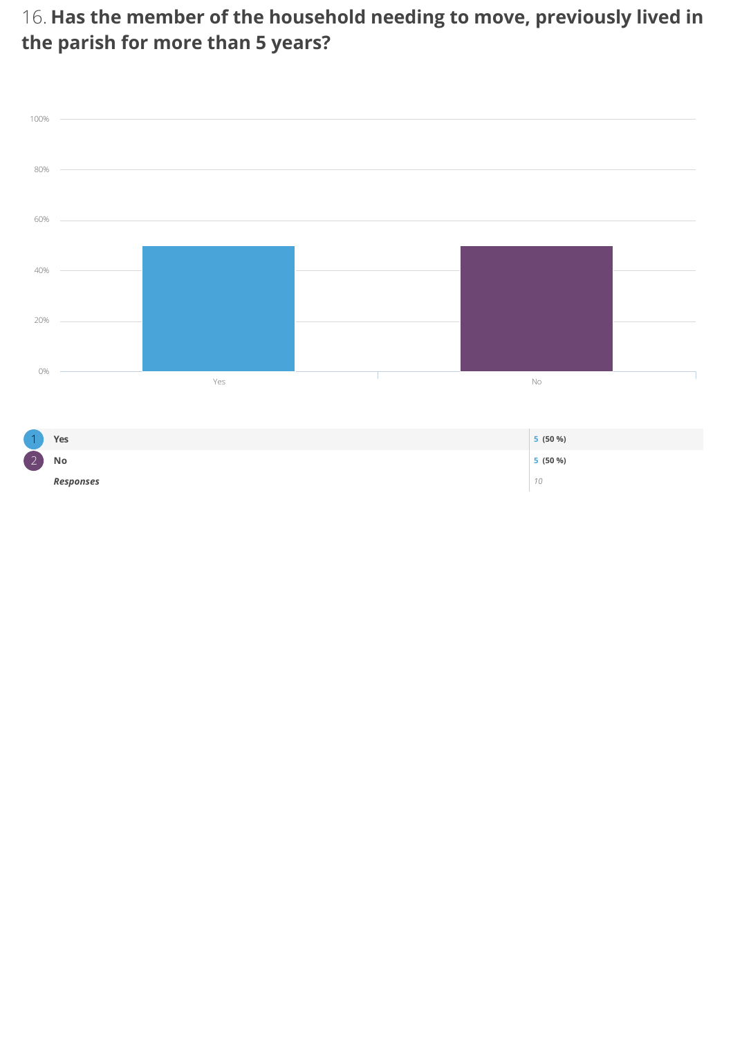## 16. **Has the member of the household needing to move, previously lived in the parish for more than 5 years?**

| | | |
|---|---|---|
| 1 | **Yes** | 5 (50 %) |
| 2 | **No** | 5 (50 %) |
| | ***Responses*** | *10* |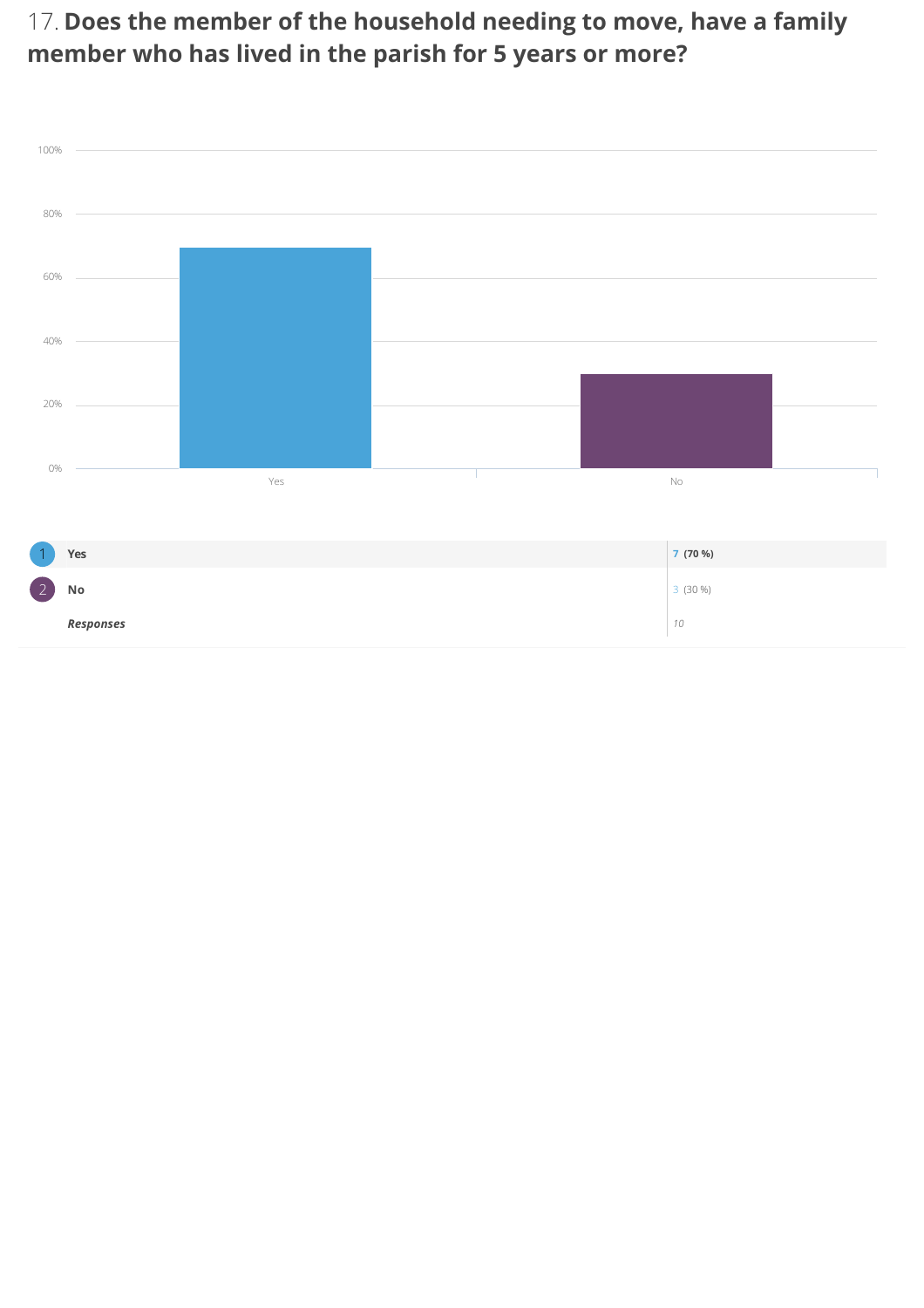## 17. Does the member of the household needing to move, have a family member who has lived in the parish for 5 years or more?

| | | |
|---|---|---|
| 1 | Yes | 7 (70 %) |
| 2 | No | 3 (30 %) |
| | *Responses* | *10* |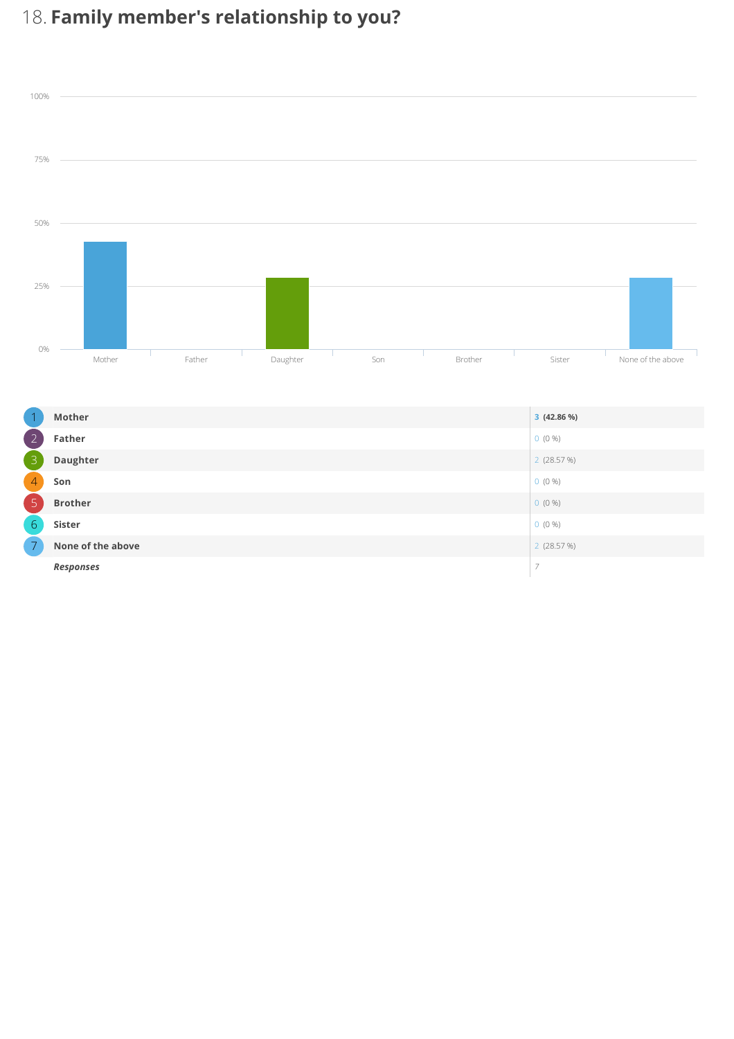# 18. Family member's relationship to you?

| # | Option | Responses |
|---|---|---|
| 1 | **Mother** | **3 (42.86 %)** |
| 2 | **Father** | 0 (0 %) |
| 3 | **Daughter** | 2 (28.57 %) |
| 4 | **Son** | 0 (0 %) |
| 5 | **Brother** | 0 (0 %) |
| 6 | **Sister** | 0 (0 %) |
| 7 | **None of the above** | 2 (28.57 %) |
| | ***Responses*** | 7 |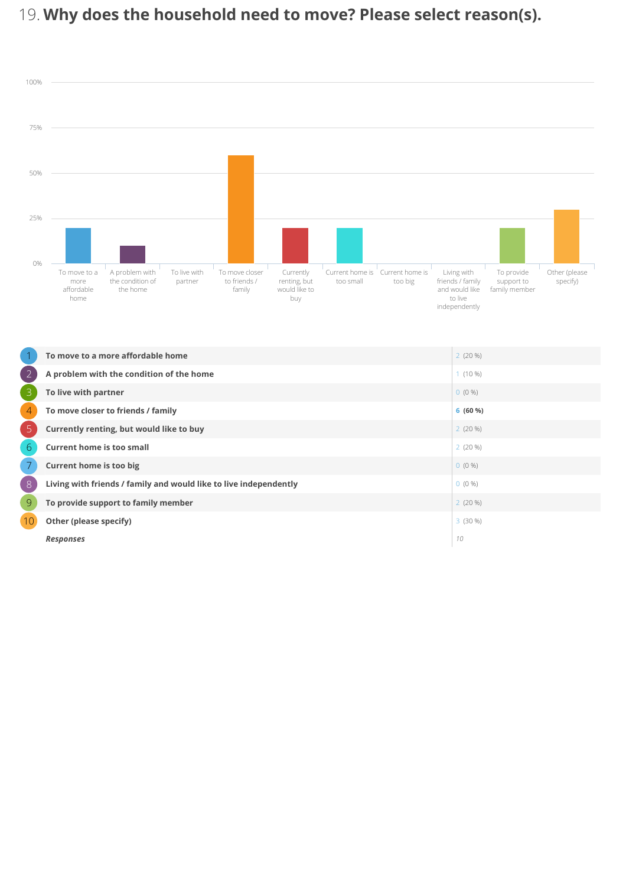# 19. Why does the household need to move? Please select reason(s).

| # | Option | Responses |
|---|---|---|
| 1 | **To move to a more affordable home** | 2 (20 %) |
| 2 | **A problem with the condition of the home** | 1 (10 %) |
| 3 | **To live with partner** | 0 (0 %) |
| 4 | **To move closer to friends / family** | **6 (60 %)** |
| 5 | **Currently renting, but would like to buy** | 2 (20 %) |
| 6 | **Current home is too small** | 2 (20 %) |
| 7 | **Current home is too big** | 0 (0 %) |
| 8 | **Living with friends / family and would like to live independently** | 0 (0 %) |
| 9 | **To provide support to family member** | 2 (20 %) |
| 10 | **Other (please specify)** | 3 (30 %) |
| | ***Responses*** | *10* |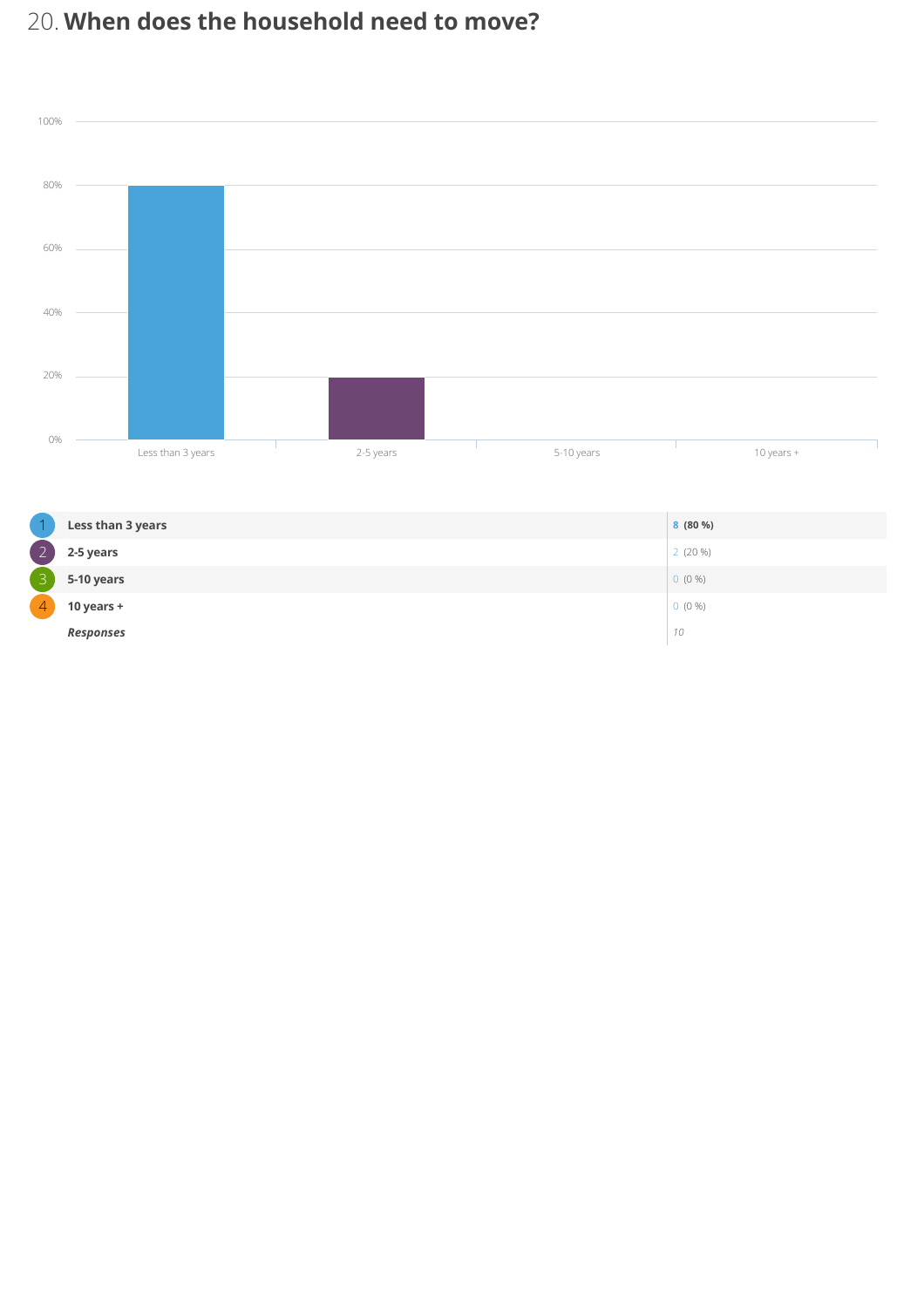## 20. When does the household need to move?

| # | Option | Count | Percent |
|---|---|---|---|
| 1 | **Less than 3 years** | 8 | (80 %) |
| 2 | **2-5 years** | 2 | (20 %) |
| 3 | **5-10 years** | 0 | (0 %) |
| 4 | **10 years +** | 0 | (0 %) |
| | ***Responses*** | *10* | |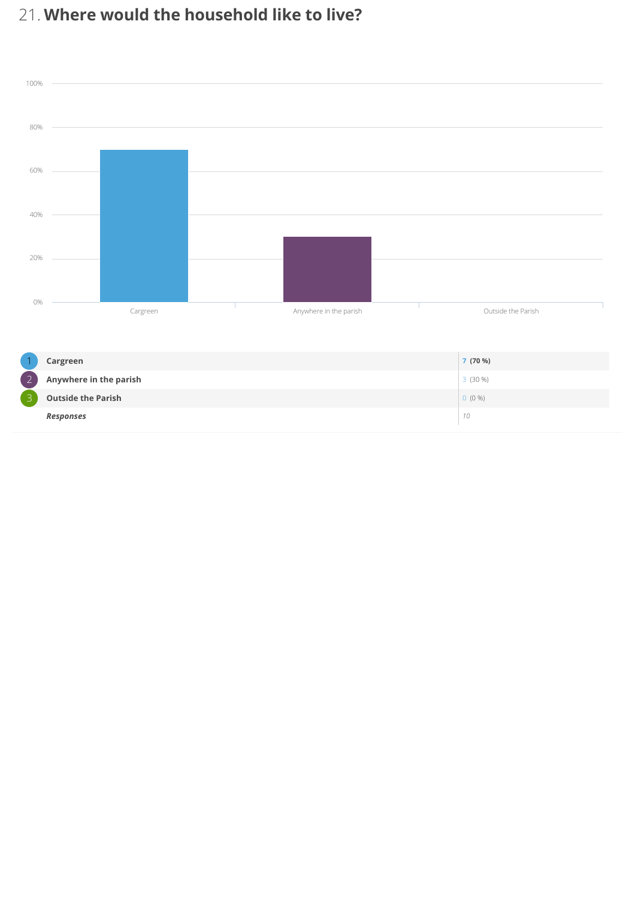# 21. Where would the household like to live?

| | | |
|---|---|---|
| 1 | **Cargreen** | 7 **(70 %)** |
| 2 | **Anywhere in the parish** | 3 (30 %) |
| 3 | **Outside the Parish** | 0 (0 %) |
| | ***Responses*** | *10* |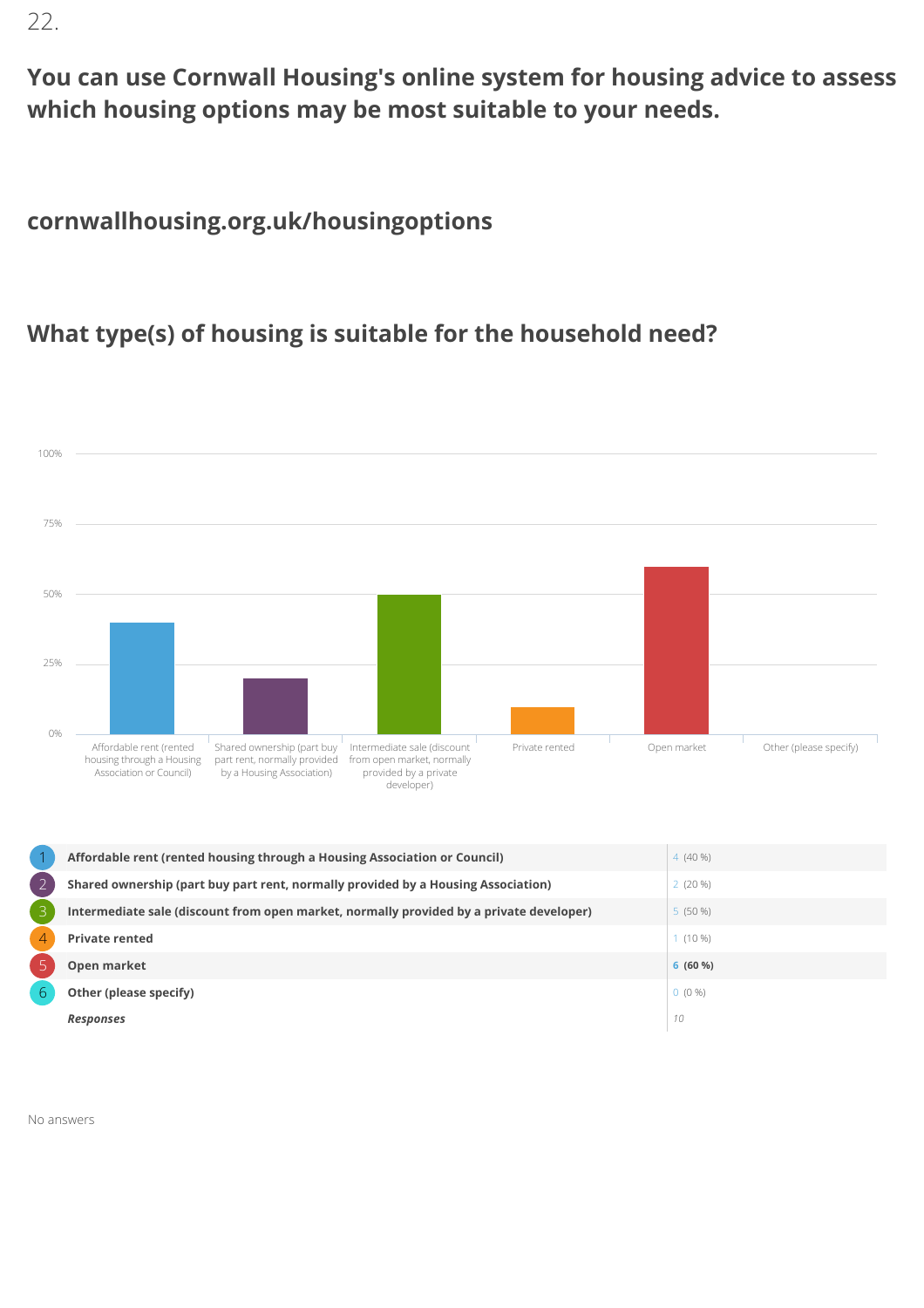22.

**You can use Cornwall Housing's online system for housing advice to assess which housing options may be most suitable to your needs.**

**cornwallhousing.org.uk/housingoptions**

## What type(s) of housing is suitable for the household need?

| # | Option | Count (%) |
|---|---|---|
| 1 | Affordable rent (rented housing through a Housing Association or Council) | 4 (40 %) |
| 2 | Shared ownership (part buy part rent, normally provided by a Housing Association) | 2 (20 %) |
| 3 | Intermediate sale (discount from open market, normally provided by a private developer) | 5 (50 %) |
| 4 | Private rented | 1 (10 %) |
| 5 | Open market | **6 (60 %)** |
| 6 | Other (please specify) | 0 (0 %) |
| | ***Responses*** | *10* |

No answers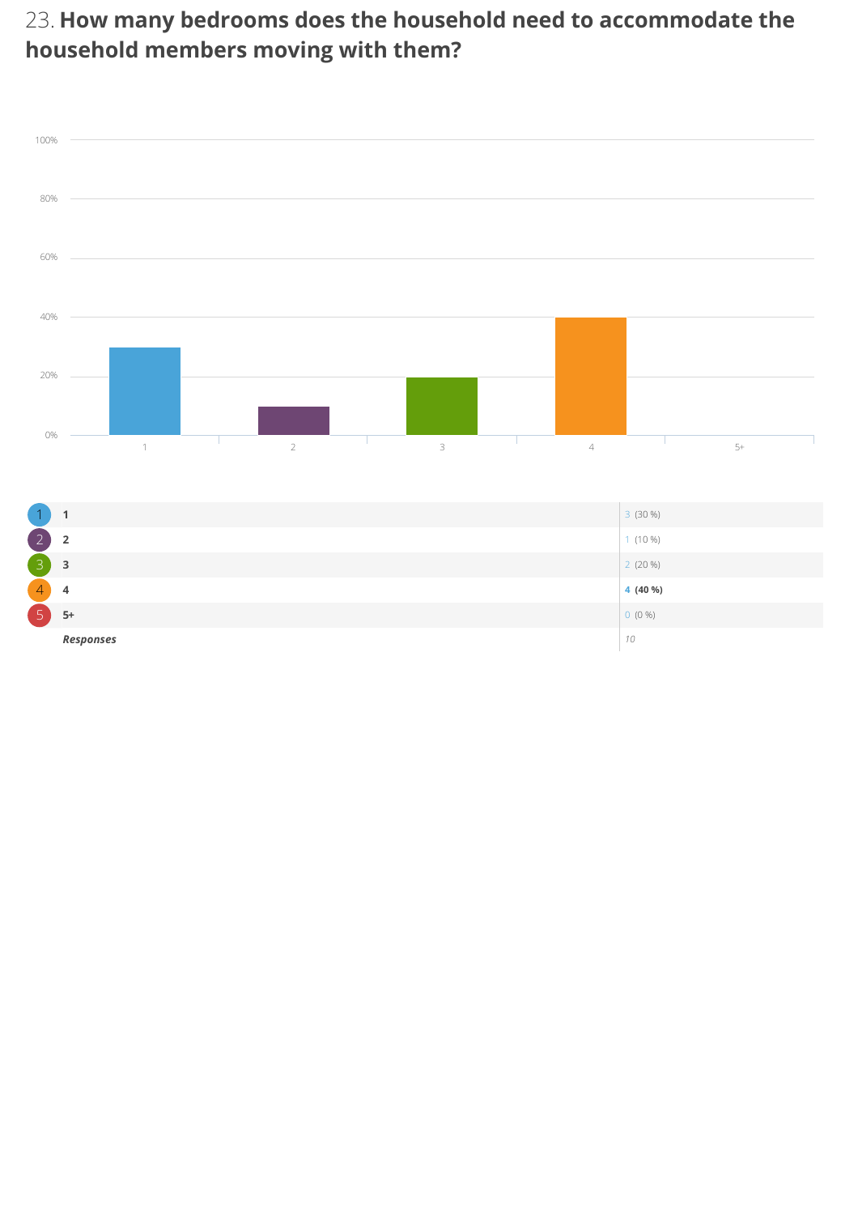## 23. How many bedrooms does the household need to accommodate the household members moving with them?

| | | |
|---|---|---|
| 1 | 1 | 3 (30 %) |
| 2 | 2 | 1 (10 %) |
| 3 | 3 | 2 (20 %) |
| 4 | 4 | **4 (40 %)** |
| 5 | 5+ | 0 (0 %) |
| | *Responses* | *10* |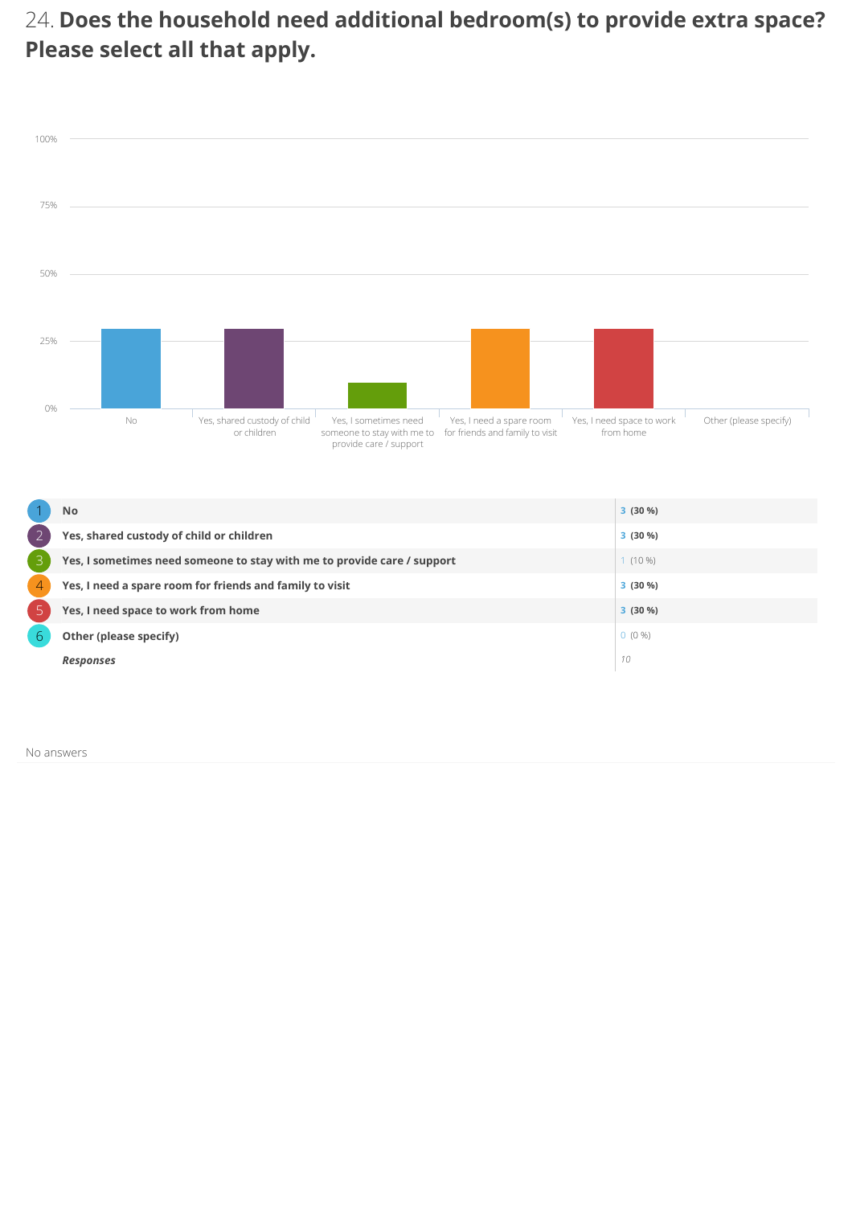## 24. Does the household need additional bedroom(s) to provide extra space? Please select all that apply.

| # | Option | Count (%) |
|---|---|---|
| 1 | **No** | 3 (30 %) |
| 2 | **Yes, shared custody of child or children** | 3 (30 %) |
| 3 | **Yes, I sometimes need someone to stay with me to provide care / support** | 1 (10 %) |
| 4 | **Yes, I need a spare room for friends and family to visit** | 3 (30 %) |
| 5 | **Yes, I need space to work from home** | 3 (30 %) |
| 6 | **Other (please specify)** | 0 (0 %) |
| | ***Responses*** | *10* |

No answers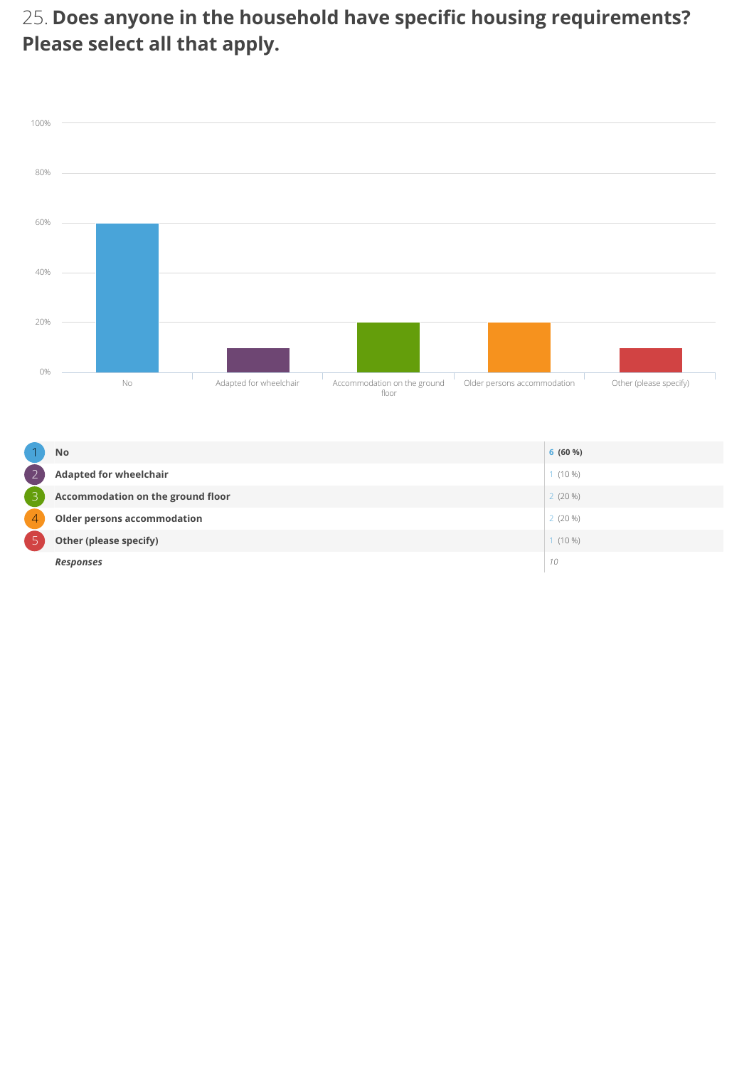## 25. Does anyone in the household have specific housing requirements? Please select all that apply.

| # | Option | Count (%) |
|---|---|---|
| 1 | **No** | 6 **(60 %)** |
| 2 | **Adapted for wheelchair** | 1 (10 %) |
| 3 | **Accommodation on the ground floor** | 2 (20 %) |
| 4 | **Older persons accommodation** | 2 (20 %) |
| 5 | **Other (please specify)** | 1 (10 %) |
| | ***Responses*** | *10* |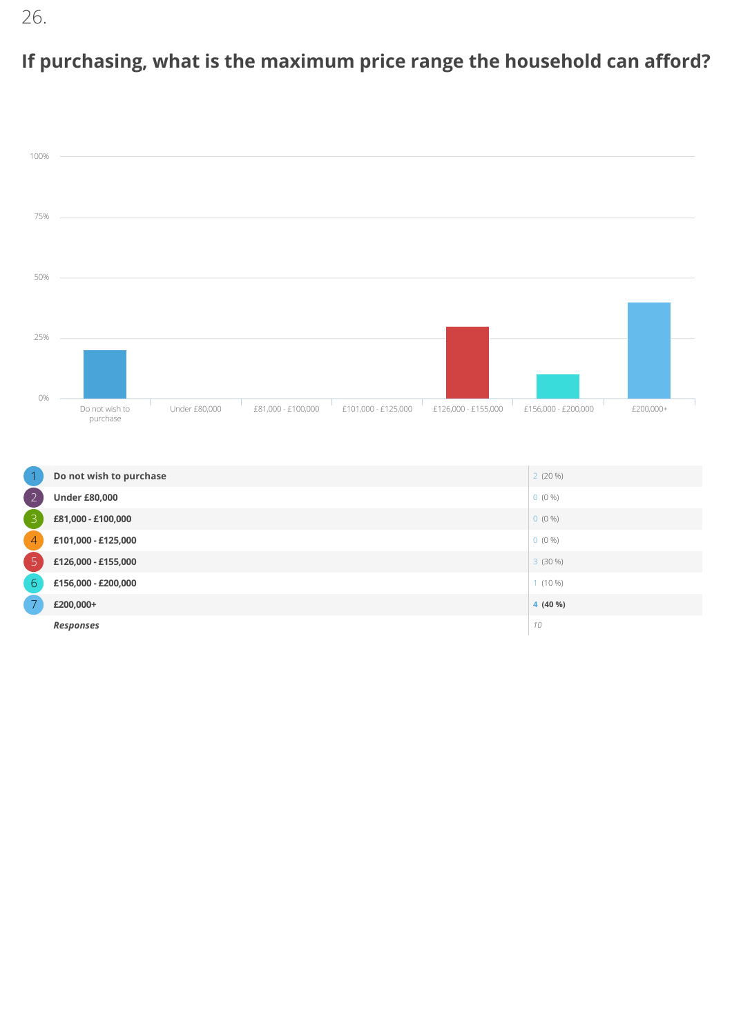26.

## If purchasing, what is the maximum price range the household can afford?

| | Option | Count (%) |
|---|---|---|
| 1 | **Do not wish to purchase** | 2 (20 %) |
| 2 | **Under £80,000** | 0 (0 %) |
| 3 | **£81,000 - £100,000** | 0 (0 %) |
| 4 | **£101,000 - £125,000** | 0 (0 %) |
| 5 | **£126,000 - £155,000** | 3 (30 %) |
| 6 | **£156,000 - £200,000** | 1 (10 %) |
| 7 | **£200,000+** | **4 (40 %)** |
| | ***Responses*** | *10* |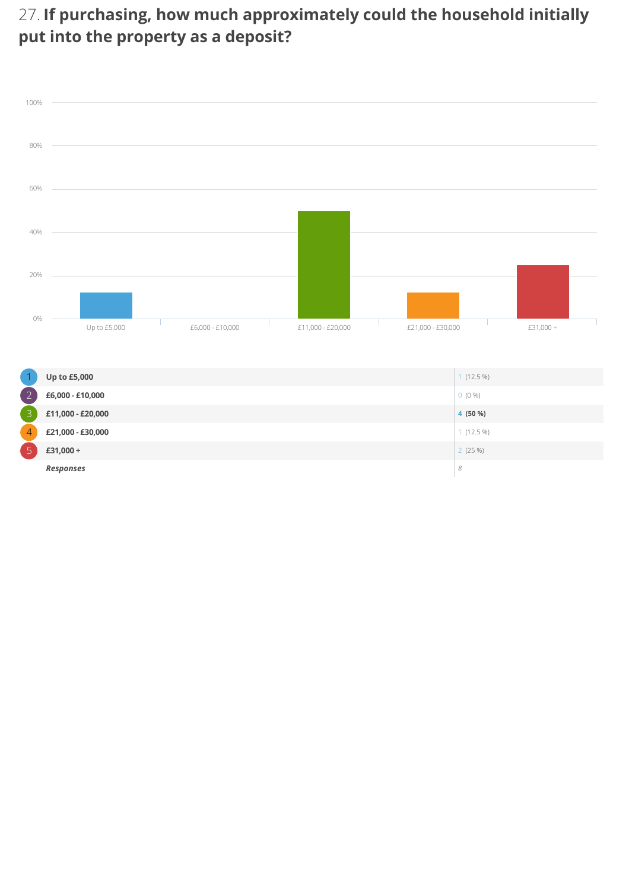## 27. If purchasing, how much approximately could the household initially put into the property as a deposit?

| # | Option | Count | Percentage |
|---|---|---|---|
| 1 | **Up to £5,000** | 1 | (12.5 %) |
| 2 | **£6,000 - £10,000** | 0 | (0 %) |
| 3 | **£11,000 - £20,000** | **4** | **(50 %)** |
| 4 | **£21,000 - £30,000** | 1 | (12.5 %) |
| 5 | **£31,000 +** | 2 | (25 %) |
| | ***Responses*** | *8* | |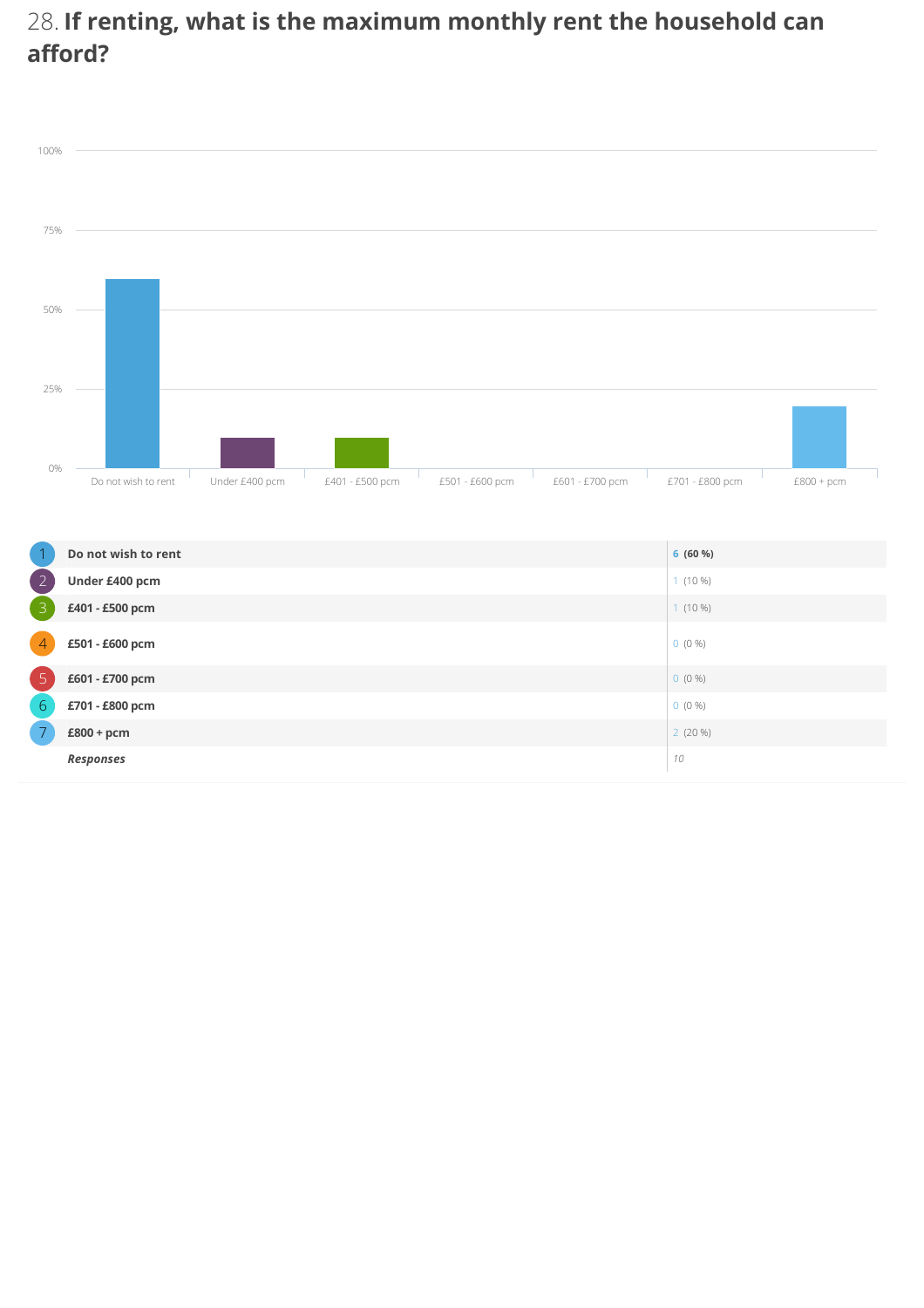## 28. If renting, what is the maximum monthly rent the household can afford?

| # | Option | Responses |
|---|---|---|
| 1 | Do not wish to rent | 6 (60 %) |
| 2 | Under £400 pcm | 1 (10 %) |
| 3 | £401 - £500 pcm | 1 (10 %) |
| 4 | £501 - £600 pcm | 0 (0 %) |
| 5 | £601 - £700 pcm | 0 (0 %) |
| 6 | £701 - £800 pcm | 0 (0 %) |
| 7 | £800 + pcm | 2 (20 %) |
| | *Responses* | *10* |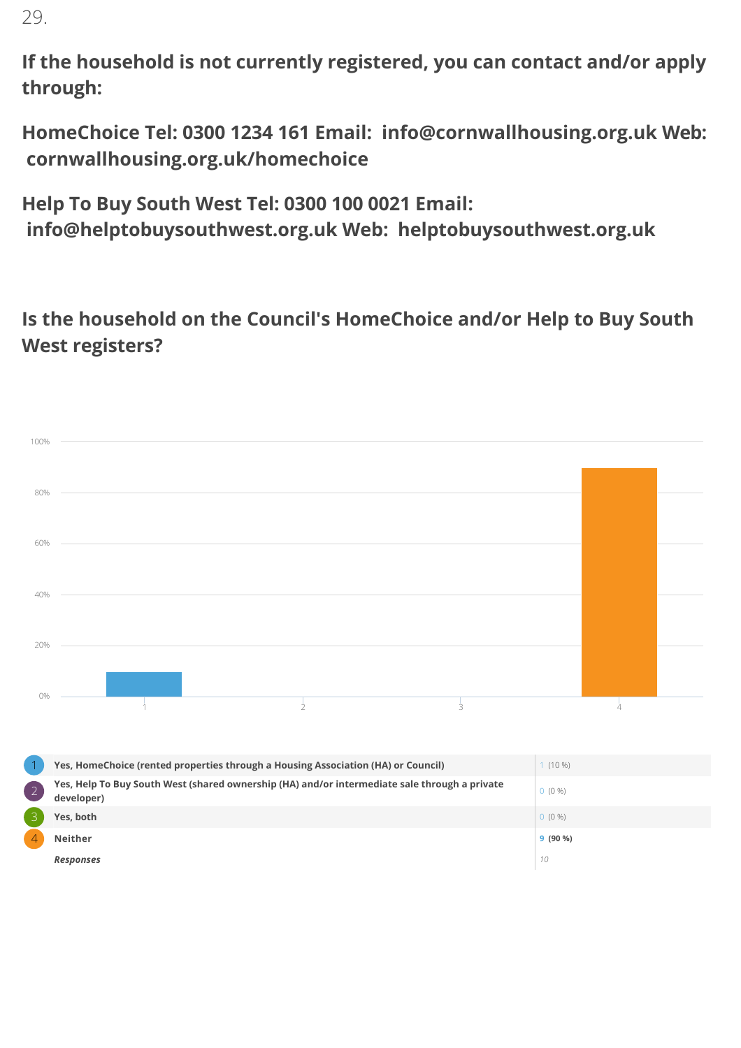29.

**If the household is not currently registered, you can contact and/or apply through:**

**HomeChoice Tel: 0300 1234 161 Email: info@cornwallhousing.org.uk Web: cornwallhousing.org.uk/homechoice**

**Help To Buy South West Tel: 0300 100 0021 Email: info@helptobuysouthwest.org.uk Web: helptobuysouthwest.org.uk**

## Is the household on the Council's HomeChoice and/or Help to Buy South West registers?

| # | Answer | Count |
|---|---|---|
| 1 | Yes, HomeChoice (rented properties through a Housing Association (HA) or Council) | 1 (10 %) |
| 2 | Yes, Help To Buy South West (shared ownership (HA) and/or intermediate sale through a private developer) | 0 (0 %) |
| 3 | Yes, both | 0 (0 %) |
| 4 | Neither | **9 (90 %)** |
| | *Responses* | *10* |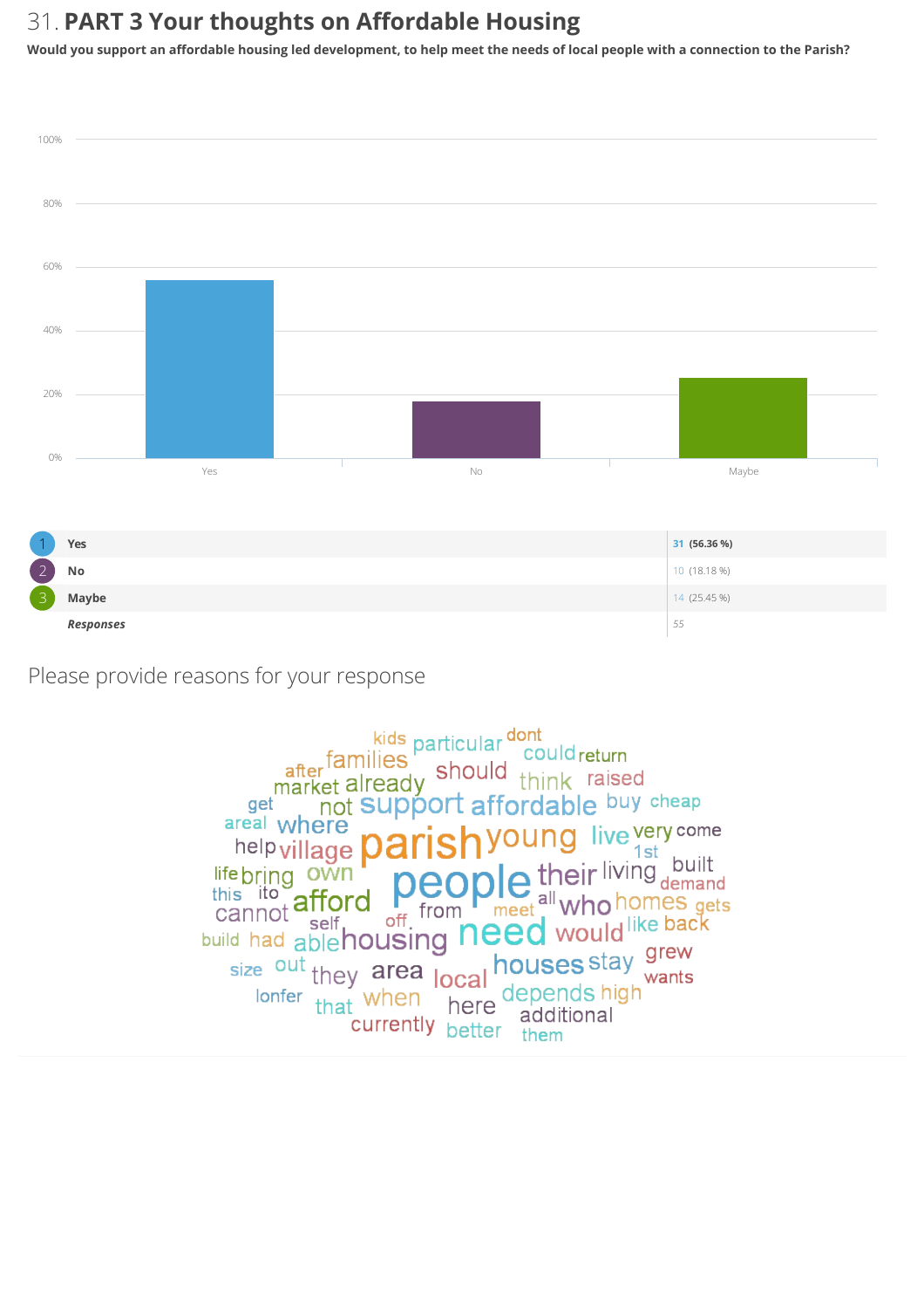# 31. PART 3 Your thoughts on Affordable Housing

**Would you support an affordable housing led development, to help meet the needs of local people with a connection to the Parish?**

| | Answer | Count | Percentage |
|---|---|---|---|
| 1 | **Yes** | 31 | (56.36 %) |
| 2 | **No** | 10 | (18.18 %) |
| 3 | **Maybe** | 14 | (25.45 %) |
| | ***Responses*** | 55 | |

Please provide reasons for your response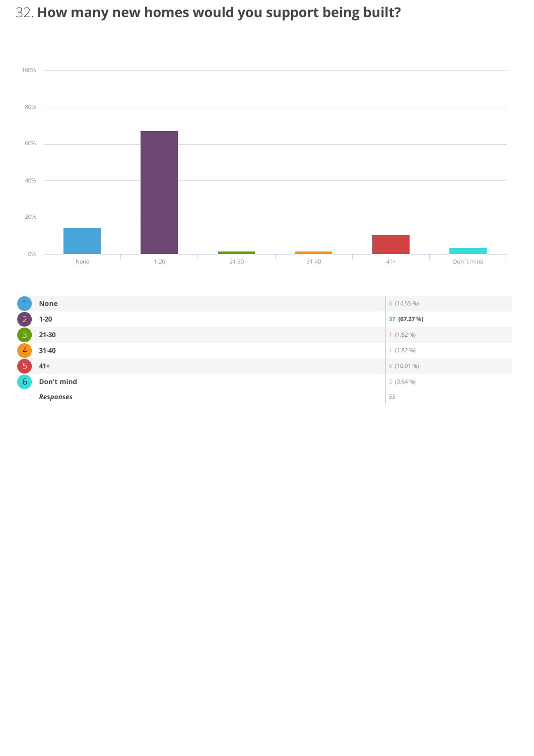## 32. How many new homes would you support being built?

| | Option | Responses |
|---|---|---|
| 1 | **None** | 8 (14.55 %) |
| 2 | **1-20** | **37 (67.27 %)** |
| 3 | **21-30** | 1 (1.82 %) |
| 4 | **31-40** | 1 (1.82 %) |
| 5 | **41+** | 6 (10.91 %) |
| 6 | **Don't mind** | 2 (3.64 %) |
| | ***Responses*** | *55* |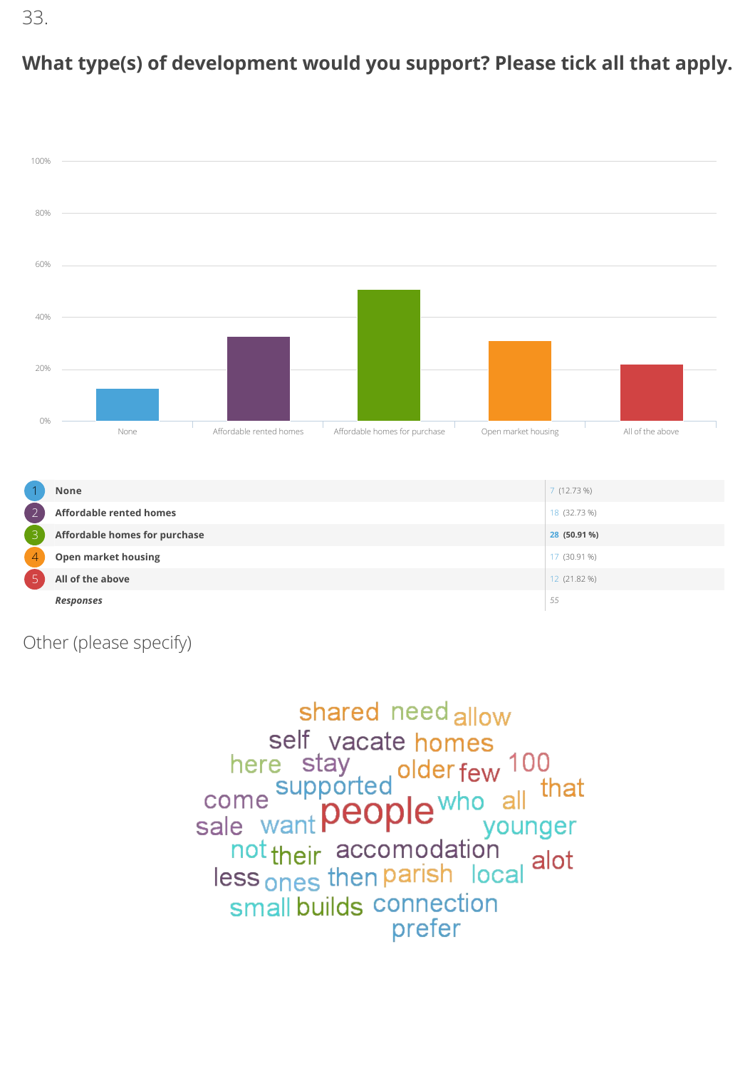33.

## What type(s) of development would you support? Please tick all that apply.

100%
80%
60%
40%
20%
0%

None
Affordable rented homes
Affordable homes for purchase
Open market housing
All of the above

| | | |
|---|---|---|
| 1 | **None** | 7 (12.73 %) |
| 2 | **Affordable rented homes** | 18 (32.73 %) |
| 3 | **Affordable homes for purchase** | **28 (50.91 %)** |
| 4 | **Open market housing** | 17 (30.91 %) |
| 5 | **All of the above** | 12 (21.82 %) |
| | ***Responses*** | *55* |

Other (please specify)

shared need allow self vacate homes here stay older few 100 supported that come people who all sale want younger not their accomodation alot less ones then parish local small builds connection prefer